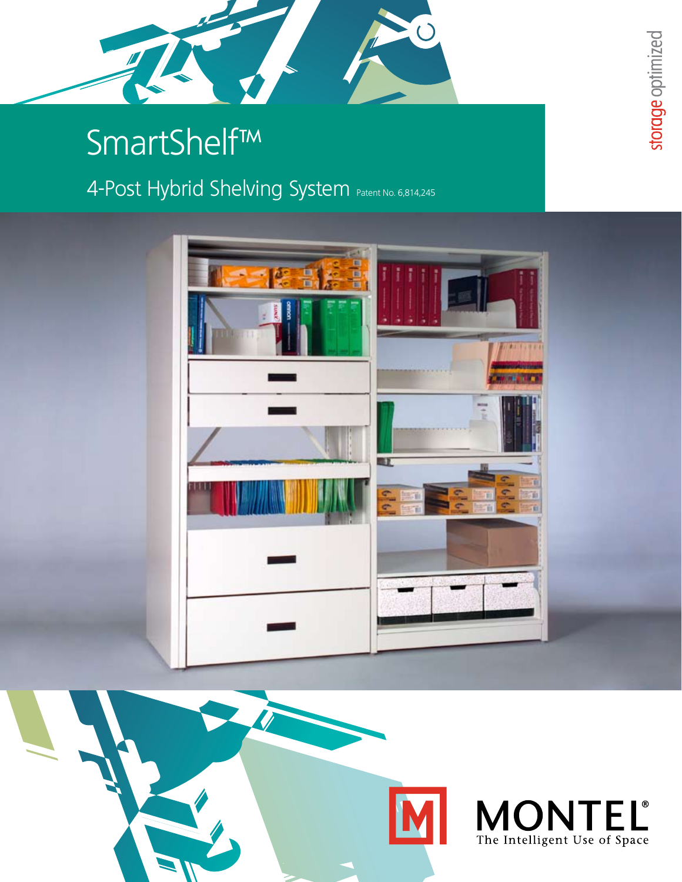# SmartShelf™

## 4-Post Hybrid Shelving System Patent No. 6,814,245

storage optimized

MONTEL®

The Intelligent Use of Space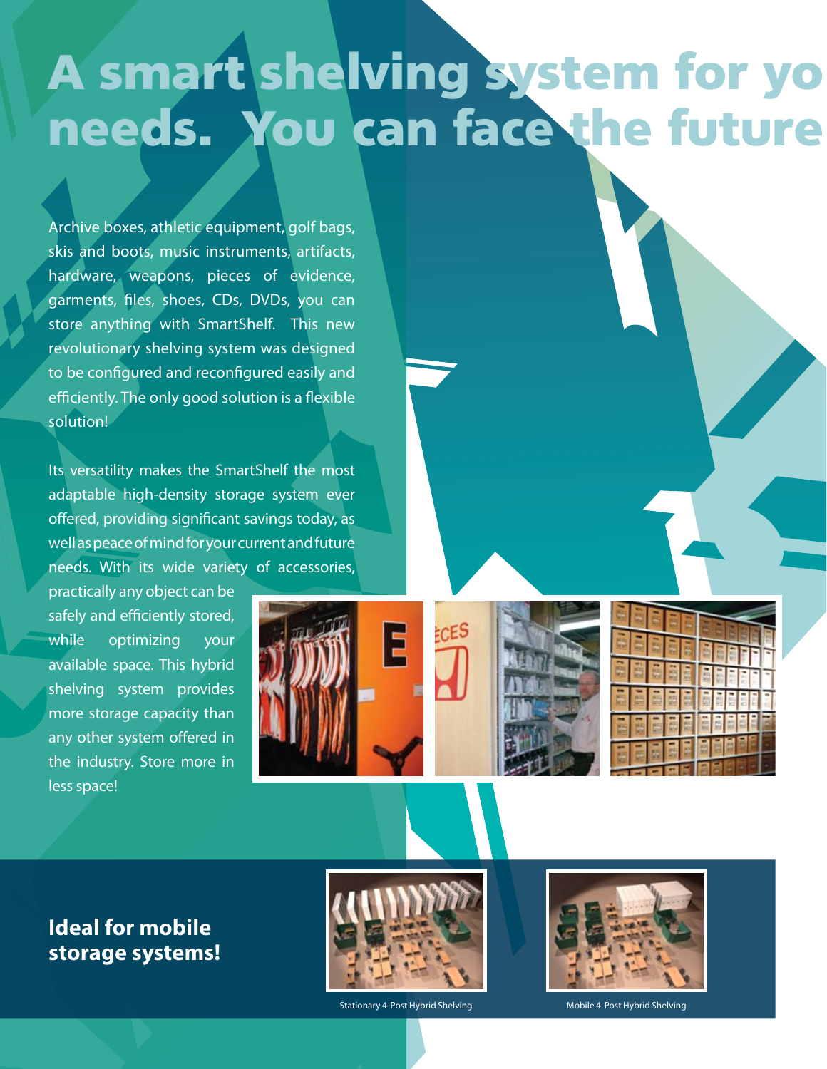# A smart shelving system for yo needs. You can face the future

Archive boxes, athletic equipment, golf bags, skis and boots, music instruments, artifacts, hardware, weapons, pieces of evidence, garments, files, shoes, CDs, DVDs, you can store anything with SmartShelf. This new revolutionary shelving system was designed to be configured and reconfigured easily and efficiently. The only good solution is a flexible solution!

Its versatility makes the SmartShelf the most adaptable high-density storage system ever offered, providing significant savings today, as well as peace of mind for your current and future needs. With its wide variety of accessories, practically any object can be safely and efficiently stored, while optimizing your available space. This hybrid shelving system provides more storage capacity than any other system offered in the industry. Store more in less space!

## Ideal for mobile storage systems!

Stationary 4-Post Hybrid Shelving

Mobile 4-Post Hybrid Shelving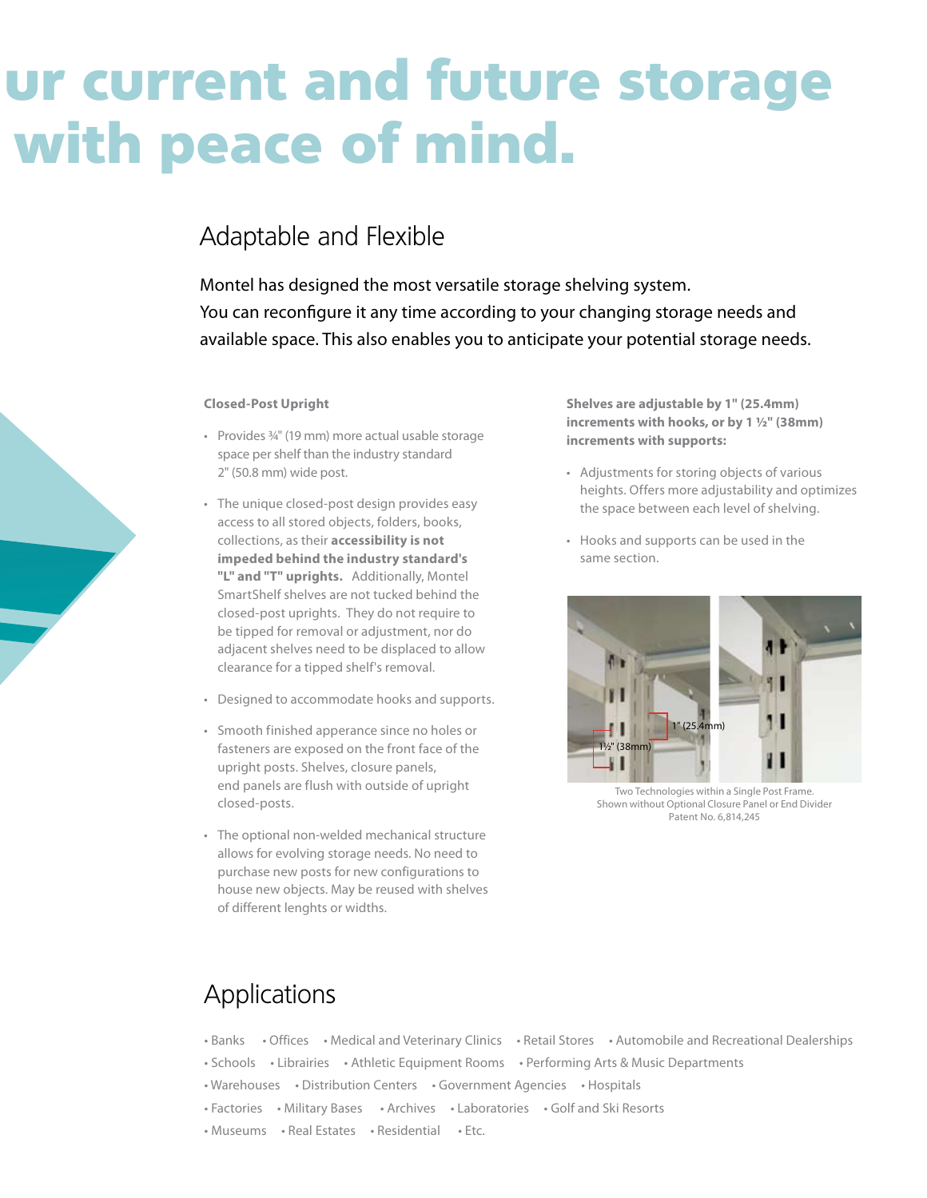# ur current and future storage with peace of mind.

## Adaptable and Flexible

Montel has designed the most versatile storage shelving system. You can reconfigure it any time according to your changing storage needs and available space. This also enables you to anticipate your potential storage needs.

**Closed-Post Upright**

- Provides ¾" (19 mm) more actual usable storage space per shelf than the industry standard 2" (50.8 mm) wide post.
- The unique closed-post design provides easy access to all stored objects, folders, books, collections, as their **accessibility is not impeded behind the industry standard's "L" and "T" uprights.** Additionally, Montel SmartShelf shelves are not tucked behind the closed-post uprights. They do not require to be tipped for removal or adjustment, nor do adjacent shelves need to be displaced to allow clearance for a tipped shelf's removal.
- Designed to accommodate hooks and supports.
- Smooth finished apperance since no holes or fasteners are exposed on the front face of the upright posts. Shelves, closure panels, end panels are flush with outside of upright closed-posts.
- The optional non-welded mechanical structure allows for evolving storage needs. No need to purchase new posts for new configurations to house new objects. May be reused with shelves of different lenghts or widths.

**Shelves are adjustable by 1" (25.4mm) increments with hooks, or by 1 ½" (38mm) increments with supports:**

- Adjustments for storing objects of various heights. Offers more adjustability and optimizes the space between each level of shelving.
- Hooks and supports can be used in the same section.

1½" (38mm) 1" (25.4mm)

Two Technologies within a Single Post Frame.
Shown without Optional Closure Panel or End Divider
Patent No. 6,814,245

## Applications

- Banks • Offices • Medical and Veterinary Clinics • Retail Stores • Automobile and Recreational Dealerships
- Schools • Librairies • Athletic Equipment Rooms • Performing Arts & Music Departments
- Warehouses • Distribution Centers • Government Agencies • Hospitals
- Factories • Military Bases • Archives • Laboratories • Golf and Ski Resorts
- Museums • Real Estates • Residential • Etc.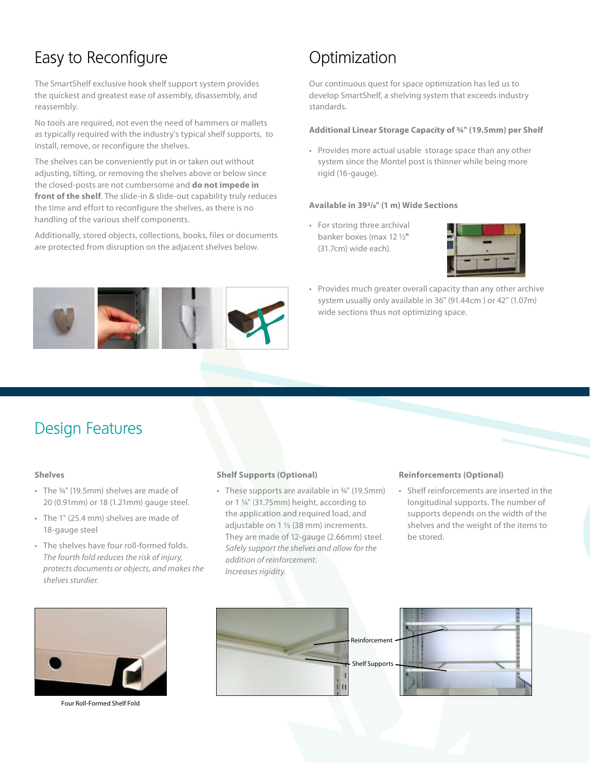## Easy to Reconfigure

The SmartShelf exclusive hook shelf support system provides the quickest and greatest ease of assembly, disassembly, and reassembly.

No tools are required, not even the need of hammers or mallets as typically required with the industry's typical shelf supports, to install, remove, or reconfigure the shelves.

The shelves can be conveniently put in or taken out without adjusting, tilting, or removing the shelves above or below since the closed-posts are not cumbersome and **do not impede in front of the shelf**. The slide-in & slide-out capability truly reduces the time and effort to reconfigure the shelves, as there is no handling of the various shelf components.

Additionally, stored objects, collections, books, files or documents are protected from disruption on the adjacent shelves below.

## Optimization

Our continuous quest for space optimization has led us to develop SmartShelf, a shelving system that exceeds industry standards.

**Additional Linear Storage Capacity of ¾" (19.5mm) per Shelf**

- Provides more actual usable storage space than any other system since the Montel post is thinner while being more rigid (16-gauge).

**Available in 39³/₈" (1 m) Wide Sections**

- For storing three archival banker boxes (max 12 ½" (31.7cm) wide each).
- Provides much greater overall capacity than any other archive system usually only available in 36" (91.44cm ) or 42" (1.07m) wide sections thus not optimizing space.

## Design Features

### Shelves

- The ¾" (19.5mm) shelves are made of 20 (0.91mm) or 18 (1.21mm) gauge steel.
- The 1" (25.4 mm) shelves are made of 18-gauge steel
- The shelves have four roll-formed folds. *The fourth fold reduces the risk of injury, protects documents or objects, and makes the shelves sturdier.*

Four Roll-Formed Shelf Fold

### Shelf Supports (Optional)

- These supports are available in ¾" (19.5mm) or 1 ¼" (31.75mm) height, according to the application and required load, and adjustable on 1 ½ (38 mm) increments. They are made of 12-gauge (2.66mm) steel. *Safely support the shelves and allow for the addition of reinforcement. Increases rigidity.*

### Reinforcements (Optional)

- Shelf reinforcements are inserted in the longitudinal supports. The number of supports depends on the width of the shelves and the weight of the items to be stored.

Reinforcement

Shelf Supports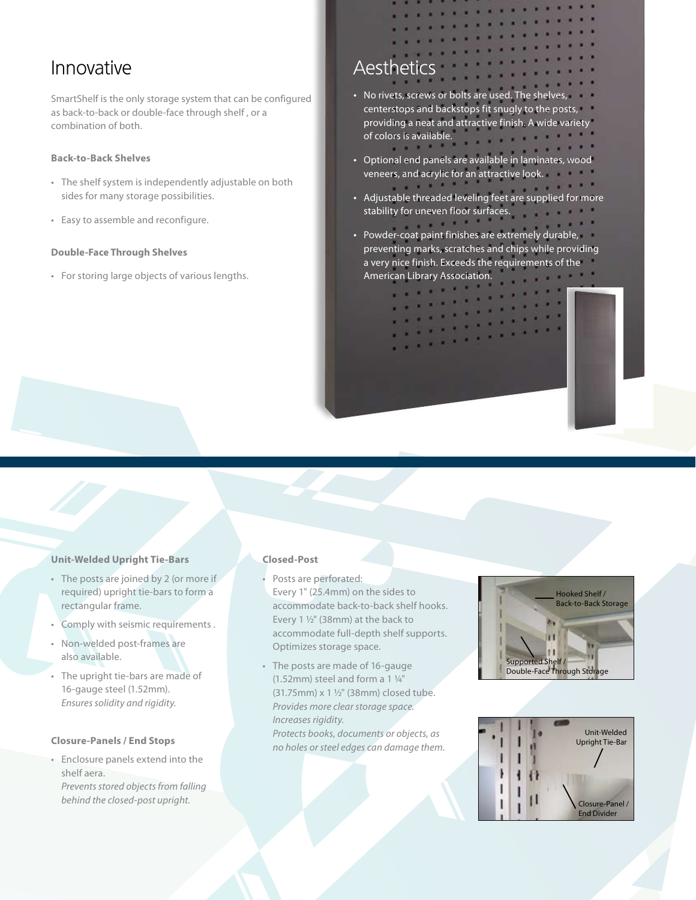## Innovative

SmartShelf is the only storage system that can be configured as back-to-back or double-face through shelf , or a combination of both.

### Back-to-Back Shelves

- The shelf system is independently adjustable on both sides for many storage possibilities.
- Easy to assemble and reconfigure.

### Double-Face Through Shelves

- For storing large objects of various lengths.

## Aesthetics

- No rivets, screws or bolts are used. The shelves, centerstops and backstops fit snugly to the posts, providing a neat and attractive finish. A wide variety of colors is available.
- Optional end panels are available in laminates, wood veneers, and acrylic for an attractive look.
- Adjustable threaded leveling feet are supplied for more stability for uneven floor surfaces.
- Powder-coat paint finishes are extremely durable, preventing marks, scratches and chips while providing a very nice finish. Exceeds the requirements of the American Library Association.

### Unit-Welded Upright Tie-Bars

- The posts are joined by 2 (or more if required) upright tie-bars to form a rectangular frame.
- Comply with seismic requirements .
- Non-welded post-frames are also available.
- The upright tie-bars are made of 16-gauge steel (1.52mm).
  *Ensures solidity and rigidity.*

### Closure-Panels / End Stops

- Enclosure panels extend into the shelf aera.
  *Prevents stored objects from falling behind the closed-post upright.*

### Closed-Post

- Posts are perforated:
  Every 1" (25.4mm) on the sides to accommodate back-to-back shelf hooks.
  Every 1 ½" (38mm) at the back to accommodate full-depth shelf supports.
  Optimizes storage space.
- The posts are made of 16-gauge (1.52mm) steel and form a 1 ¼" (31.75mm) x 1 ½" (38mm) closed tube.
  *Provides more clear storage space.*
  *Increases rigidity.*
  *Protects books, documents or objects, as no holes or steel edges can damage them.*

Hooked Shelf / Back-to-Back Storage

Supported Shelf / Double-Face Through Storage

Unit-Welded Upright Tie-Bar

Closure-Panel / End Divider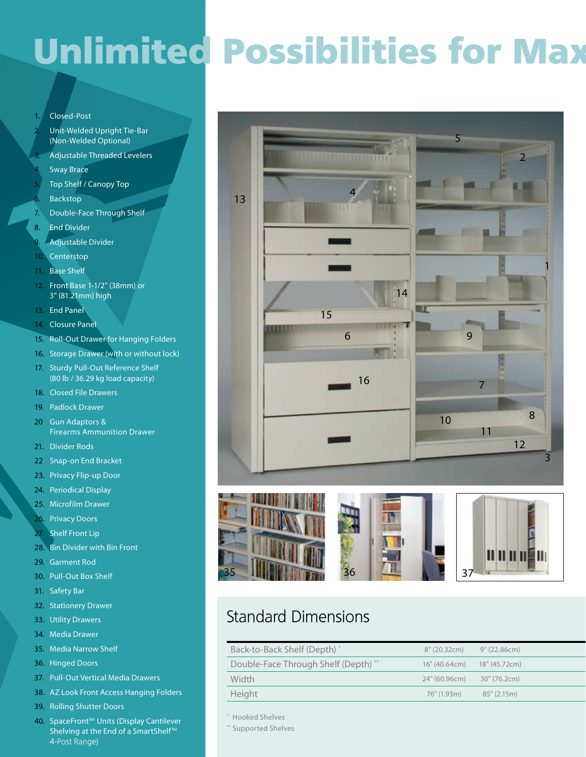# Unlimited Possibilities for Max

1. Closed-Post
2. Unit-Welded Upright Tie-Bar (Non-Welded Optional)
3. Adjustable Threaded Levelers
4. Sway Brace
5. Top Shelf / Canopy Top
6. Backstop
7. Double-Face Through Shelf
8. End Divider
9. Adjustable Divider
10. Centerstop
11. Base Shelf
12. Front Base 1-1/2" (38mm) or 3" (81.21mm) high
13. End Panel
14. Closure Panel
15. Roll-Out Drawer for Hanging Folders
16. Storage Drawer (with or without lock)
17. Sturdy Pull-Out Reference Shelf (80 lb / 36.29 kg load capacity)
18. Closed File Drawers
19. Padlock Drawer
20. Gun Adaptors & Firearms Ammunition Drawer
21. Divider Rods
22. Snap-on End Bracket
23. Privacy Flip-up Door
24. Periodical Display
25. Microfilm Drawer
26. Privacy Doors
27. Shelf Front Lip
28. Bin Divider with Bin Front
29. Garment Rod
30. Pull-Out Box Shelf
31. Safety Bar
32. Stationery Drawer
33. Utility Drawers
34. Media Drawer
35. Media Narrow Shelf
36. Hinged Doors
37. Pull-Out Vertical Media Drawers
38. AZ Look Front Access Hanging Folders
39. Rolling Shutter Doors
40. SpaceFront™ Units (Display Cantilever Shelving at the End of a SmartShelf™ 4-Post Range)

## Standard Dimensions

| | | |
|---|---|---|
| Back-to-Back Shelf (Depth) * | 8" (20.32cm) | 9" (22.86cm) |
| Double-Face Through Shelf (Depth) ** | 16" (40.64cm) | 18" (45.72cm) |
| Width | 24" (60.96cm) | 30" (76.2cm) |
| Height | 76" (1.93m) | 85" (2.15m) |

* Hooked Shelves
** Supported Shelves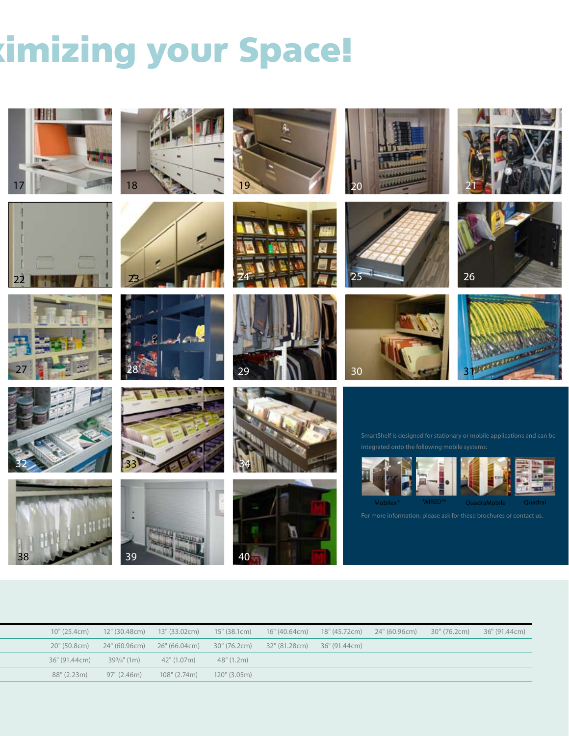# ximizing your Space!

17 18 19 20 21

22 23 24 25 26

27 28 29 30 31

32 33 34

38 39 40

SmartShelf is designed for stationary or mobile applications and can be integrated onto the following mobile systems:

Mobilex® WIRED™ QuadraMobile Quadral

For more information, please ask for these brochures or contact us.

| | | | | | | | | |
|---|---|---|---|---|---|---|---|---|
| 10" (25.4cm) | 12" (30.48cm) | 13" (33.02cm) | 15" (38.1cm) | 16" (40.64cm) | 18" (45.72cm) | 24" (60.96cm) | 30" (76.2cm) | 36" (91.44cm) |
| 20" (50.8cm) | 24" (60.96cm) | 26" (66.04cm) | 30" (76.2cm) | 32" (81.28cm) | 36" (91.44cm) | | | |
| 36" (91.44cm) | 39³/₈" (1m) | 42" (1.07m) | 48" (1.2m) | | | | | |
| 88" (2.23m) | 97" (2.46m) | 108" (2.74m) | 120" (3.05m) | | | | | |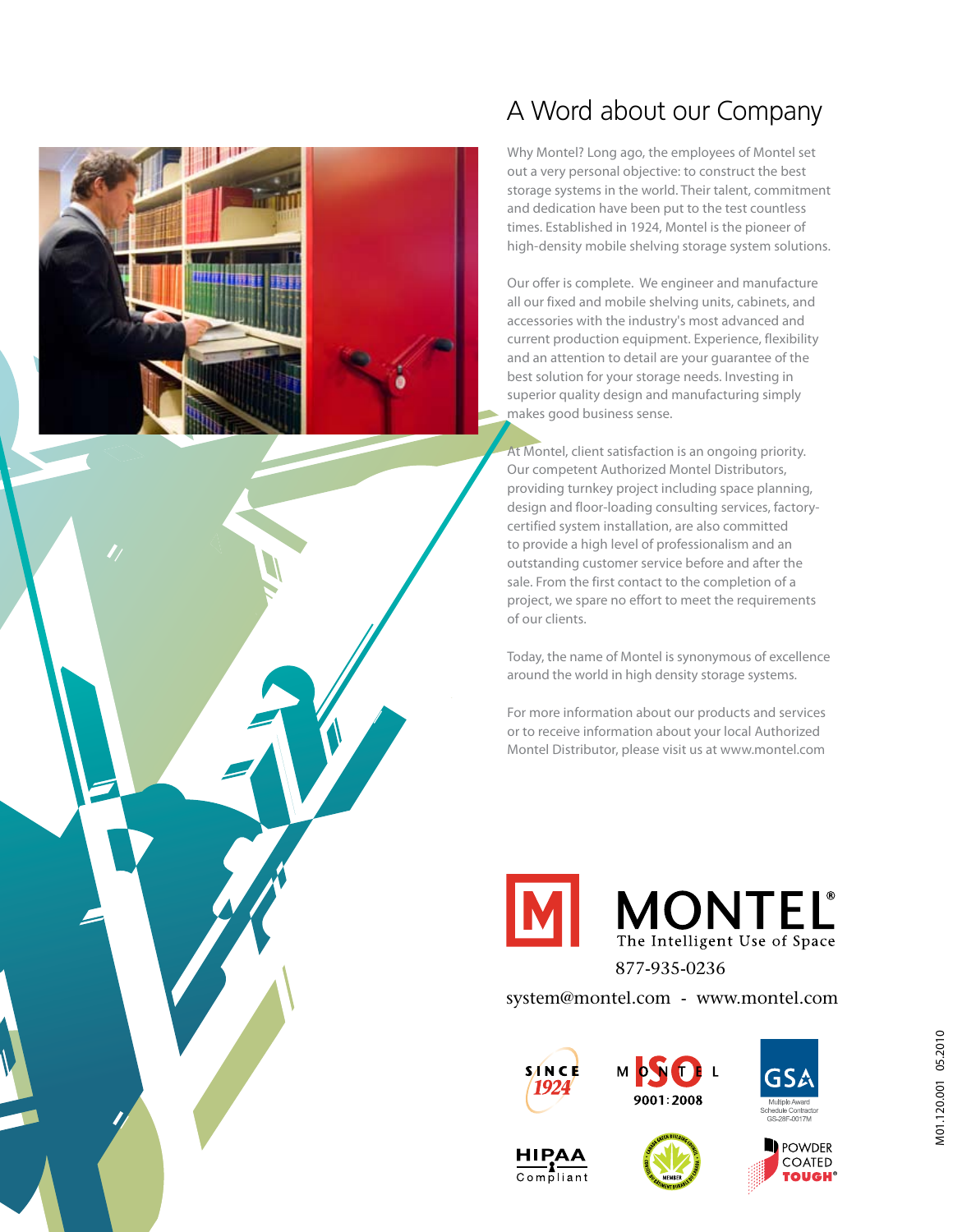# A Word about our Company

Why Montel? Long ago, the employees of Montel set out a very personal objective: to construct the best storage systems in the world. Their talent, commitment and dedication have been put to the test countless times. Established in 1924, Montel is the pioneer of high-density mobile shelving storage system solutions.

Our offer is complete. We engineer and manufacture all our fixed and mobile shelving units, cabinets, and accessories with the industry's most advanced and current production equipment. Experience, flexibility and an attention to detail are your guarantee of the best solution for your storage needs. Investing in superior quality design and manufacturing simply makes good business sense.

At Montel, client satisfaction is an ongoing priority. Our competent Authorized Montel Distributors, providing turnkey project including space planning, design and floor-loading consulting services, factory-certified system installation, are also committed to provide a high level of professionalism and an outstanding customer service before and after the sale. From the first contact to the completion of a project, we spare no effort to meet the requirements of our clients.

Today, the name of Montel is synonymous of excellence around the world in high density storage systems.

For more information about our products and services or to receive information about your local Authorized Montel Distributor, please visit us at www.montel.com

MONTEL®
The Intelligent Use of Space

877-935-0236

system@montel.com - www.montel.com

SINCE 1924

MONTEL ISO 9001:2008

GSA
Multiple Award Schedule Contractor
GS-28F-0017M

HIPAA Compliant

MEMBER

POWDER COATED TOUGH®

M01.120.001 05.2010